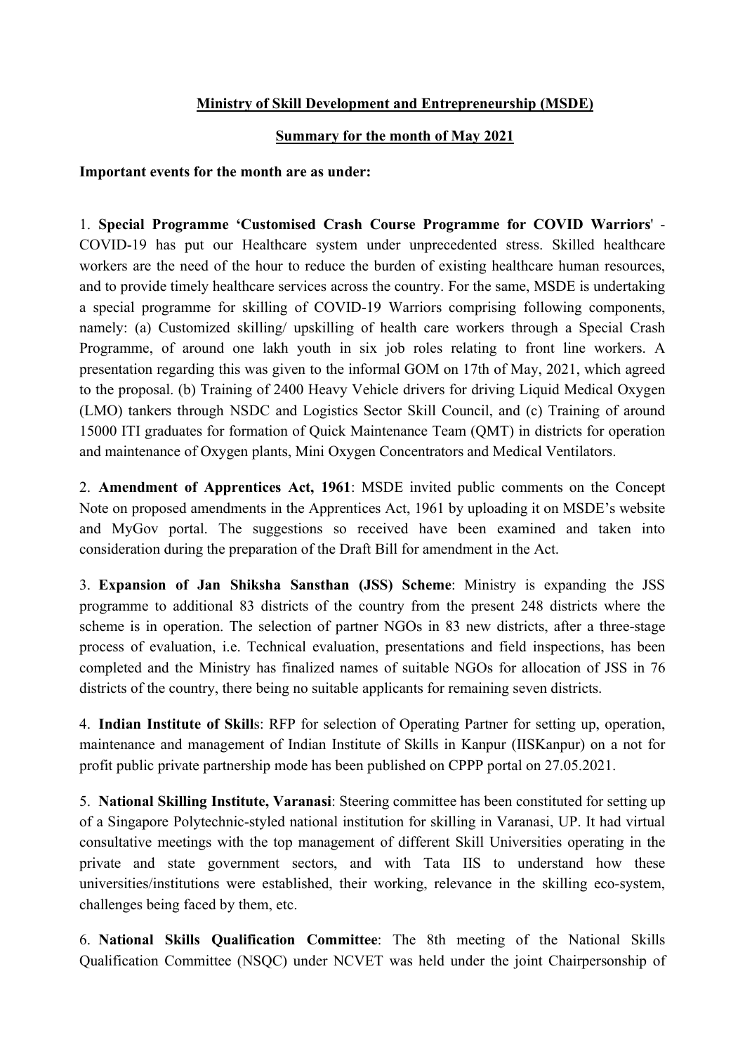**Ministry of Skill Development and Entrepreneurship (MSDE)**

**Summary for the month of May 2021**

**Important events for the month are as under:**

1. **Special Programme 'Customised Crash Course Programme for COVID Warriors'** - COVID-19 has put our Healthcare system under unprecedented stress. Skilled healthcare workers are the need of the hour to reduce the burden of existing healthcare human resources, and to provide timely healthcare services across the country. For the same, MSDE is undertaking a special programme for skilling of COVID-19 Warriors comprising following components, namely: (a) Customized skilling/ upskilling of health care workers through a Special Crash Programme, of around one lakh youth in six job roles relating to front line workers. A presentation regarding this was given to the informal GOM on 17th of May, 2021, which agreed to the proposal. (b) Training of 2400 Heavy Vehicle drivers for driving Liquid Medical Oxygen (LMO) tankers through NSDC and Logistics Sector Skill Council, and (c) Training of around 15000 ITI graduates for formation of Quick Maintenance Team (QMT) in districts for operation and maintenance of Oxygen plants, Mini Oxygen Concentrators and Medical Ventilators.

2. **Amendment of Apprentices Act, 1961**: MSDE invited public comments on the Concept Note on proposed amendments in the Apprentices Act, 1961 by uploading it on MSDE's website and MyGov portal. The suggestions so received have been examined and taken into consideration during the preparation of the Draft Bill for amendment in the Act.

3. **Expansion of Jan Shiksha Sansthan (JSS) Scheme**: Ministry is expanding the JSS programme to additional 83 districts of the country from the present 248 districts where the scheme is in operation. The selection of partner NGOs in 83 new districts, after a three-stage process of evaluation, i.e. Technical evaluation, presentations and field inspections, has been completed and the Ministry has finalized names of suitable NGOs for allocation of JSS in 76 districts of the country, there being no suitable applicants for remaining seven districts.

4. **Indian Institute of Skills**: RFP for selection of Operating Partner for setting up, operation, maintenance and management of Indian Institute of Skills in Kanpur (IISKanpur) on a not for profit public private partnership mode has been published on CPPP portal on 27.05.2021.

5. **National Skilling Institute, Varanasi**: Steering committee has been constituted for setting up of a Singapore Polytechnic-styled national institution for skilling in Varanasi, UP. It had virtual consultative meetings with the top management of different Skill Universities operating in the private and state government sectors, and with Tata IIS to understand how these universities/institutions were established, their working, relevance in the skilling eco-system, challenges being faced by them, etc.

6. **National Skills Qualification Committee**: The 8th meeting of the National Skills Qualification Committee (NSQC) under NCVET was held under the joint Chairpersonship of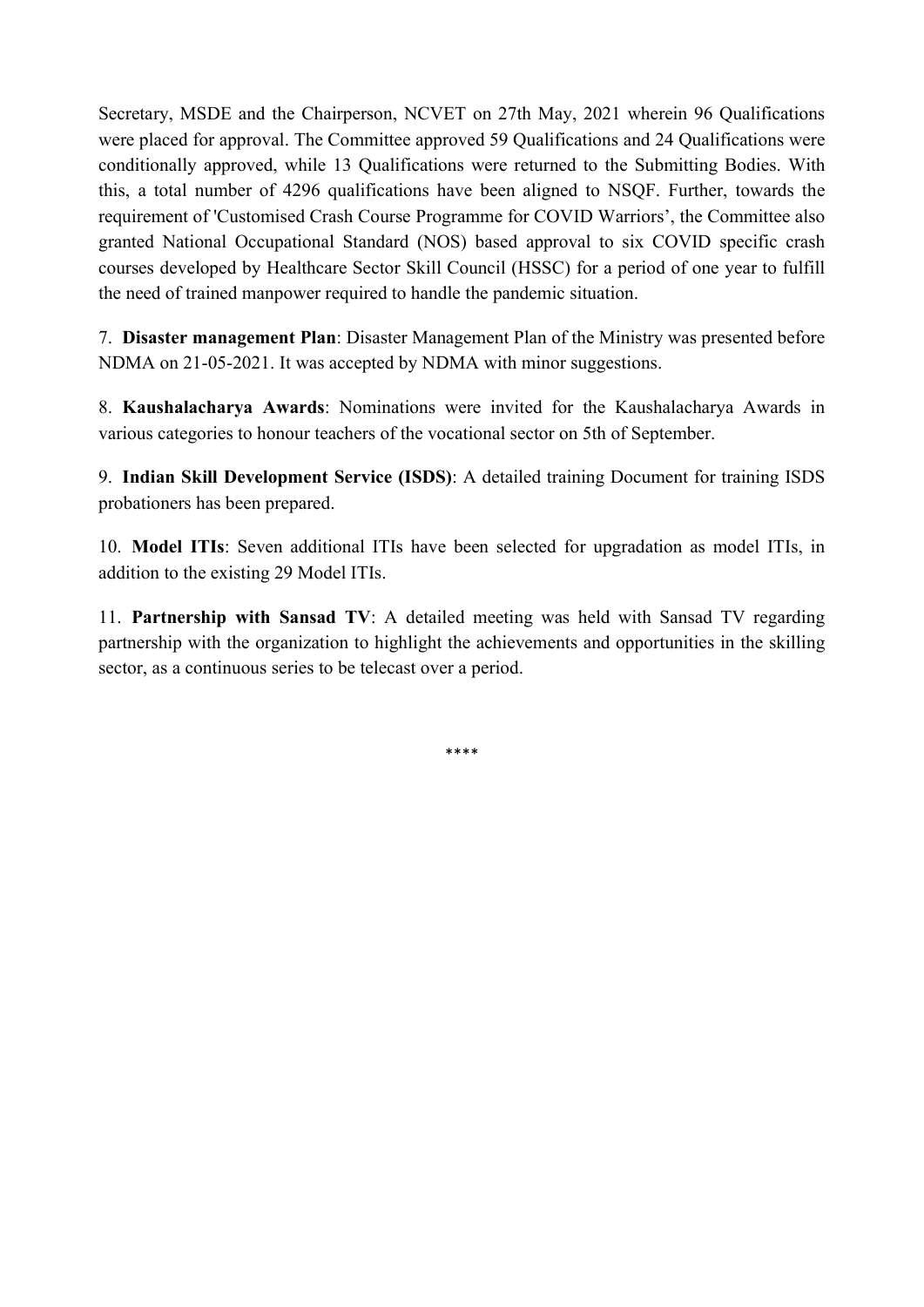Secretary, MSDE and the Chairperson, NCVET on 27th May, 2021 wherein 96 Qualifications were placed for approval. The Committee approved 59 Qualifications and 24 Qualifications were conditionally approved, while 13 Qualifications were returned to the Submitting Bodies. With this, a total number of 4296 qualifications have been aligned to NSQF. Further, towards the requirement of 'Customised Crash Course Programme for COVID Warriors', the Committee also granted National Occupational Standard (NOS) based approval to six COVID specific crash courses developed by Healthcare Sector Skill Council (HSSC) for a period of one year to fulfill the need of trained manpower required to handle the pandemic situation.

7. **Disaster management Plan**: Disaster Management Plan of the Ministry was presented before NDMA on 21-05-2021. It was accepted by NDMA with minor suggestions.

8. **Kaushalacharya Awards**: Nominations were invited for the Kaushalacharya Awards in various categories to honour teachers of the vocational sector on 5th of September.

9. **Indian Skill Development Service (ISDS)**: A detailed training Document for training ISDS probationers has been prepared.

10. **Model ITIs**: Seven additional ITIs have been selected for upgradation as model ITIs, in addition to the existing 29 Model ITIs.

11. **Partnership with Sansad TV**: A detailed meeting was held with Sansad TV regarding partnership with the organization to highlight the achievements and opportunities in the skilling sector, as a continuous series to be telecast over a period.

****